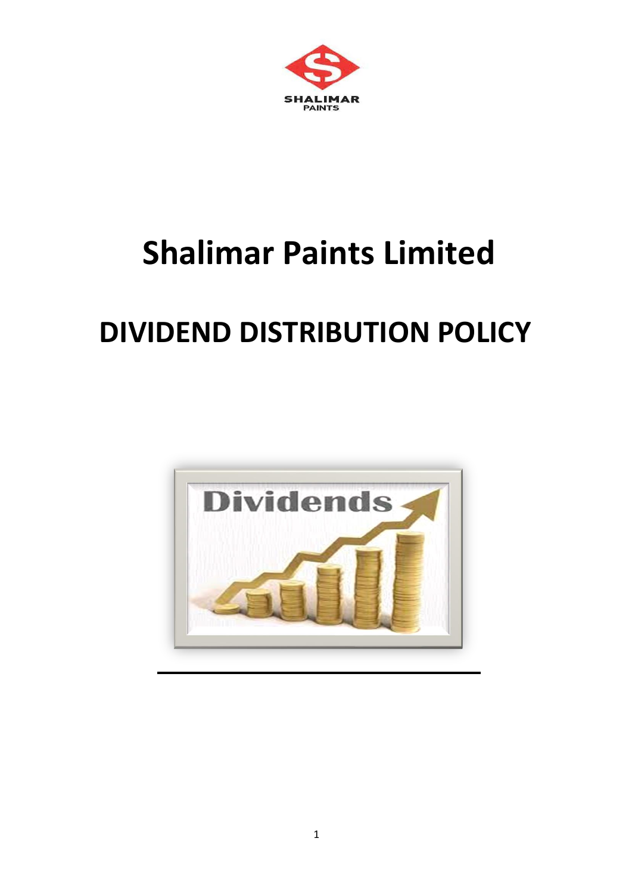# Shalimar Paints Limited

# DIVIDEND DISTRIBUTION POLICY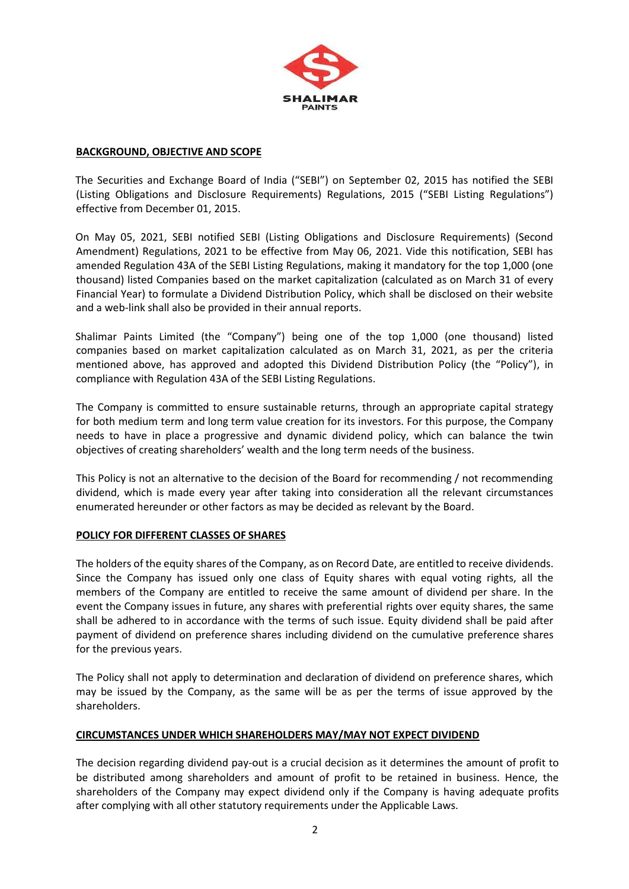## BACKGROUND, OBJECTIVE AND SCOPE

The Securities and Exchange Board of India ("SEBI") on September 02, 2015 has notified the SEBI (Listing Obligations and Disclosure Requirements) Regulations, 2015 ("SEBI Listing Regulations") effective from December 01, 2015.

On May 05, 2021, SEBI notified SEBI (Listing Obligations and Disclosure Requirements) (Second Amendment) Regulations, 2021 to be effective from May 06, 2021. Vide this notification, SEBI has amended Regulation 43A of the SEBI Listing Regulations, making it mandatory for the top 1,000 (one thousand) listed Companies based on the market capitalization (calculated as on March 31 of every Financial Year) to formulate a Dividend Distribution Policy, which shall be disclosed on their website and a web-link shall also be provided in their annual reports.

Shalimar Paints Limited (the "Company") being one of the top 1,000 (one thousand) listed companies based on market capitalization calculated as on March 31, 2021, as per the criteria mentioned above, has approved and adopted this Dividend Distribution Policy (the "Policy"), in compliance with Regulation 43A of the SEBI Listing Regulations.

The Company is committed to ensure sustainable returns, through an appropriate capital strategy for both medium term and long term value creation for its investors. For this purpose, the Company needs to have in place a progressive and dynamic dividend policy, which can balance the twin objectives of creating shareholders' wealth and the long term needs of the business.

This Policy is not an alternative to the decision of the Board for recommending / not recommending dividend, which is made every year after taking into consideration all the relevant circumstances enumerated hereunder or other factors as may be decided as relevant by the Board.

## POLICY FOR DIFFERENT CLASSES OF SHARES

The holders of the equity shares of the Company, as on Record Date, are entitled to receive dividends. Since the Company has issued only one class of Equity shares with equal voting rights, all the members of the Company are entitled to receive the same amount of dividend per share. In the event the Company issues in future, any shares with preferential rights over equity shares, the same shall be adhered to in accordance with the terms of such issue. Equity dividend shall be paid after payment of dividend on preference shares including dividend on the cumulative preference shares for the previous years.

The Policy shall not apply to determination and declaration of dividend on preference shares, which may be issued by the Company, as the same will be as per the terms of issue approved by the shareholders.

## CIRCUMSTANCES UNDER WHICH SHAREHOLDERS MAY/MAY NOT EXPECT DIVIDEND

The decision regarding dividend pay-out is a crucial decision as it determines the amount of profit to be distributed among shareholders and amount of profit to be retained in business. Hence, the shareholders of the Company may expect dividend only if the Company is having adequate profits after complying with all other statutory requirements under the Applicable Laws.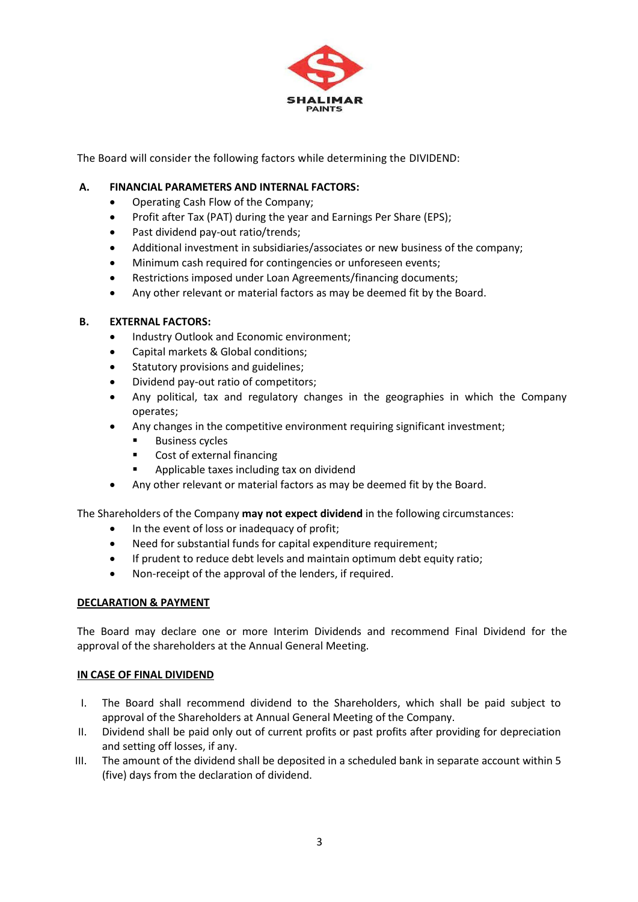The Board will consider the following factors while determining the DIVIDEND:

**A. FINANCIAL PARAMETERS AND INTERNAL FACTORS:**

- Operating Cash Flow of the Company;
- Profit after Tax (PAT) during the year and Earnings Per Share (EPS);
- Past dividend pay-out ratio/trends;
- Additional investment in subsidiaries/associates or new business of the company;
- Minimum cash required for contingencies or unforeseen events;
- Restrictions imposed under Loan Agreements/financing documents;
- Any other relevant or material factors as may be deemed fit by the Board.

**B. EXTERNAL FACTORS:**

- Industry Outlook and Economic environment;
- Capital markets & Global conditions;
- Statutory provisions and guidelines;
- Dividend pay-out ratio of competitors;
- Any political, tax and regulatory changes in the geographies in which the Company operates;
- Any changes in the competitive environment requiring significant investment;
  - Business cycles
  - Cost of external financing
  - Applicable taxes including tax on dividend
- Any other relevant or material factors as may be deemed fit by the Board.

The Shareholders of the Company **may not expect dividend** in the following circumstances:

- In the event of loss or inadequacy of profit;
- Need for substantial funds for capital expenditure requirement;
- If prudent to reduce debt levels and maintain optimum debt equity ratio;
- Non-receipt of the approval of the lenders, if required.

**DECLARATION & PAYMENT**

The Board may declare one or more Interim Dividends and recommend Final Dividend for the approval of the shareholders at the Annual General Meeting.

**IN CASE OF FINAL DIVIDEND**

I. The Board shall recommend dividend to the Shareholders, which shall be paid subject to approval of the Shareholders at Annual General Meeting of the Company.
II. Dividend shall be paid only out of current profits or past profits after providing for depreciation and setting off losses, if any.
III. The amount of the dividend shall be deposited in a scheduled bank in separate account within 5 (five) days from the declaration of dividend.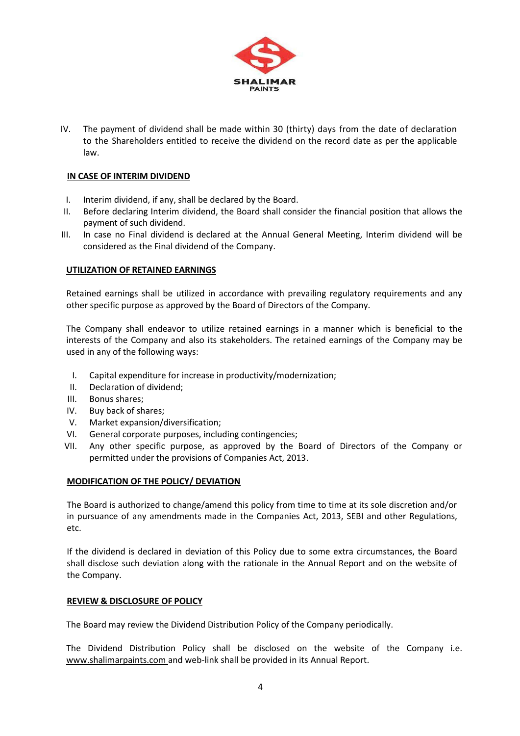IV. The payment of dividend shall be made within 30 (thirty) days from the date of declaration to the Shareholders entitled to receive the dividend on the record date as per the applicable law.

**IN CASE OF INTERIM DIVIDEND**

I. Interim dividend, if any, shall be declared by the Board.
II. Before declaring Interim dividend, the Board shall consider the financial position that allows the payment of such dividend.
III. In case no Final dividend is declared at the Annual General Meeting, Interim dividend will be considered as the Final dividend of the Company.

**UTILIZATION OF RETAINED EARNINGS**

Retained earnings shall be utilized in accordance with prevailing regulatory requirements and any other specific purpose as approved by the Board of Directors of the Company.

The Company shall endeavor to utilize retained earnings in a manner which is beneficial to the interests of the Company and also its stakeholders. The retained earnings of the Company may be used in any of the following ways:

I. Capital expenditure for increase in productivity/modernization;
II. Declaration of dividend;
III. Bonus shares;
IV. Buy back of shares;
V. Market expansion/diversification;
VI. General corporate purposes, including contingencies;
VII. Any other specific purpose, as approved by the Board of Directors of the Company or permitted under the provisions of Companies Act, 2013.

**MODIFICATION OF THE POLICY/ DEVIATION**

The Board is authorized to change/amend this policy from time to time at its sole discretion and/or in pursuance of any amendments made in the Companies Act, 2013, SEBI and other Regulations, etc.

If the dividend is declared in deviation of this Policy due to some extra circumstances, the Board shall disclose such deviation along with the rationale in the Annual Report and on the website of the Company.

**REVIEW & DISCLOSURE OF POLICY**

The Board may review the Dividend Distribution Policy of the Company periodically.

The Dividend Distribution Policy shall be disclosed on the website of the Company i.e. www.shalimarpaints.com and web-link shall be provided in its Annual Report.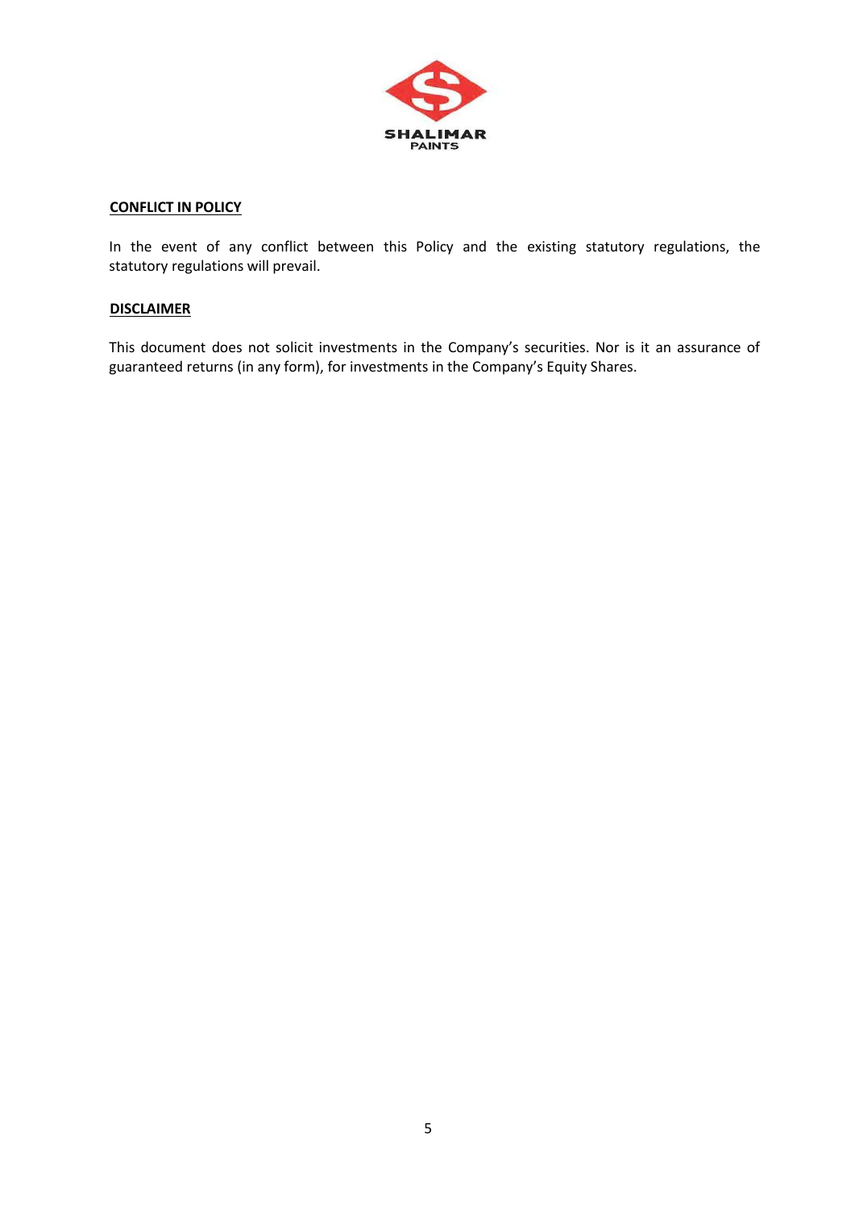**CONFLICT IN POLICY**

In the event of any conflict between this Policy and the existing statutory regulations, the statutory regulations will prevail.

**DISCLAIMER**

This document does not solicit investments in the Company's securities. Nor is it an assurance of guaranteed returns (in any form), for investments in the Company's Equity Shares.